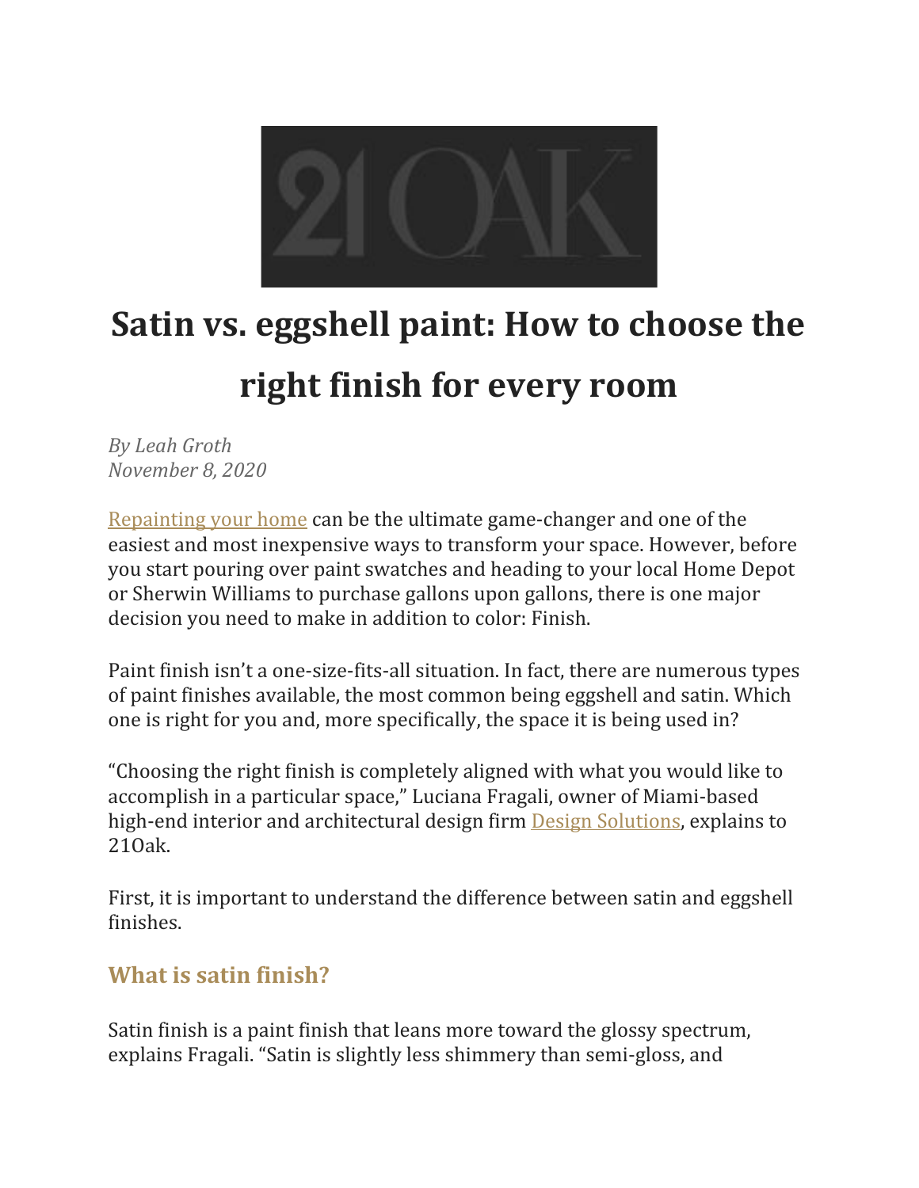# Satin vs. eggshell paint: How to choose the right finish for every room

*By Leah Groth*
*November 8, 2020*

Repainting your home can be the ultimate game-changer and one of the easiest and most inexpensive ways to transform your space. However, before you start pouring over paint swatches and heading to your local Home Depot or Sherwin Williams to purchase gallons upon gallons, there is one major decision you need to make in addition to color: Finish.

Paint finish isn't a one-size-fits-all situation. In fact, there are numerous types of paint finishes available, the most common being eggshell and satin. Which one is right for you and, more specifically, the space it is being used in?

"Choosing the right finish is completely aligned with what you would like to accomplish in a particular space," Luciana Fragali, owner of Miami-based high-end interior and architectural design firm Design Solutions, explains to 21Oak.

First, it is important to understand the difference between satin and eggshell finishes.

## What is satin finish?

Satin finish is a paint finish that leans more toward the glossy spectrum, explains Fragali. "Satin is slightly less shimmery than semi-gloss, and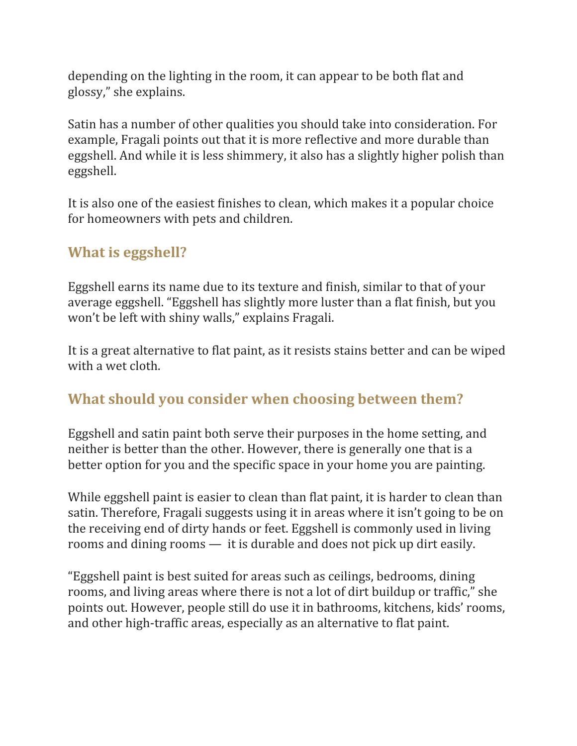depending on the lighting in the room, it can appear to be both flat and glossy," she explains.

Satin has a number of other qualities you should take into consideration. For example, Fragali points out that it is more reflective and more durable than eggshell. And while it is less shimmery, it also has a slightly higher polish than eggshell.

It is also one of the easiest finishes to clean, which makes it a popular choice for homeowners with pets and children.

## What is eggshell?

Eggshell earns its name due to its texture and finish, similar to that of your average eggshell. "Eggshell has slightly more luster than a flat finish, but you won't be left with shiny walls," explains Fragali.

It is a great alternative to flat paint, as it resists stains better and can be wiped with a wet cloth.

## What should you consider when choosing between them?

Eggshell and satin paint both serve their purposes in the home setting, and neither is better than the other. However, there is generally one that is a better option for you and the specific space in your home you are painting.

While eggshell paint is easier to clean than flat paint, it is harder to clean than satin. Therefore, Fragali suggests using it in areas where it isn't going to be on the receiving end of dirty hands or feet. Eggshell is commonly used in living rooms and dining rooms — it is durable and does not pick up dirt easily.

"Eggshell paint is best suited for areas such as ceilings, bedrooms, dining rooms, and living areas where there is not a lot of dirt buildup or traffic," she points out. However, people still do use it in bathrooms, kitchens, kids' rooms, and other high-traffic areas, especially as an alternative to flat paint.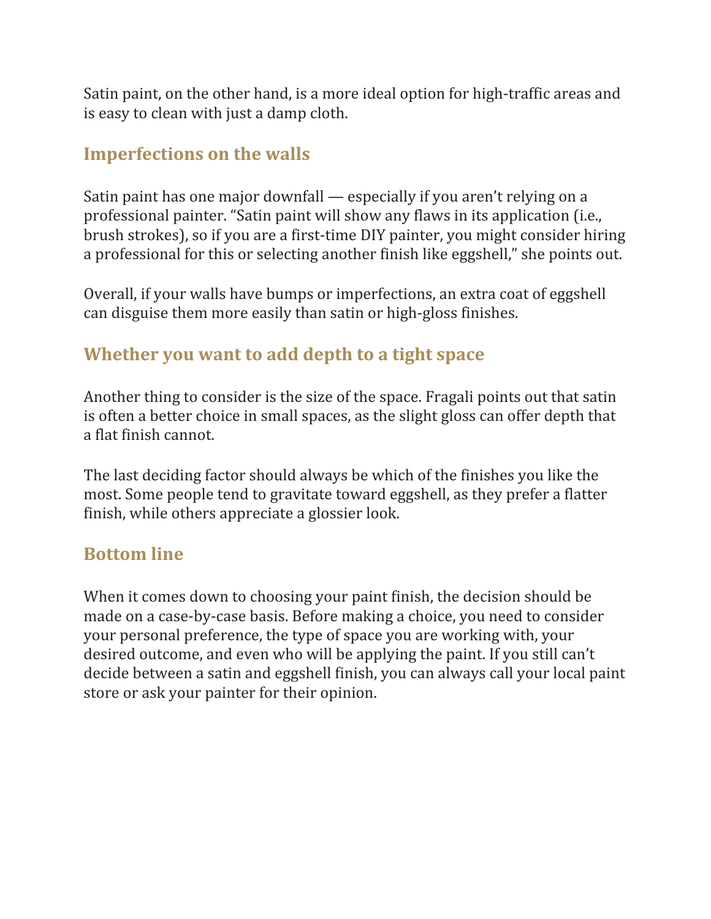Satin paint, on the other hand, is a more ideal option for high-traffic areas and is easy to clean with just a damp cloth.

## Imperfections on the walls

Satin paint has one major downfall — especially if you aren't relying on a professional painter. "Satin paint will show any flaws in its application (i.e., brush strokes), so if you are a first-time DIY painter, you might consider hiring a professional for this or selecting another finish like eggshell," she points out.

Overall, if your walls have bumps or imperfections, an extra coat of eggshell can disguise them more easily than satin or high-gloss finishes.

## Whether you want to add depth to a tight space

Another thing to consider is the size of the space. Fragali points out that satin is often a better choice in small spaces, as the slight gloss can offer depth that a flat finish cannot.

The last deciding factor should always be which of the finishes you like the most. Some people tend to gravitate toward eggshell, as they prefer a flatter finish, while others appreciate a glossier look.

## Bottom line

When it comes down to choosing your paint finish, the decision should be made on a case-by-case basis. Before making a choice, you need to consider your personal preference, the type of space you are working with, your desired outcome, and even who will be applying the paint. If you still can't decide between a satin and eggshell finish, you can always call your local paint store or ask your painter for their opinion.